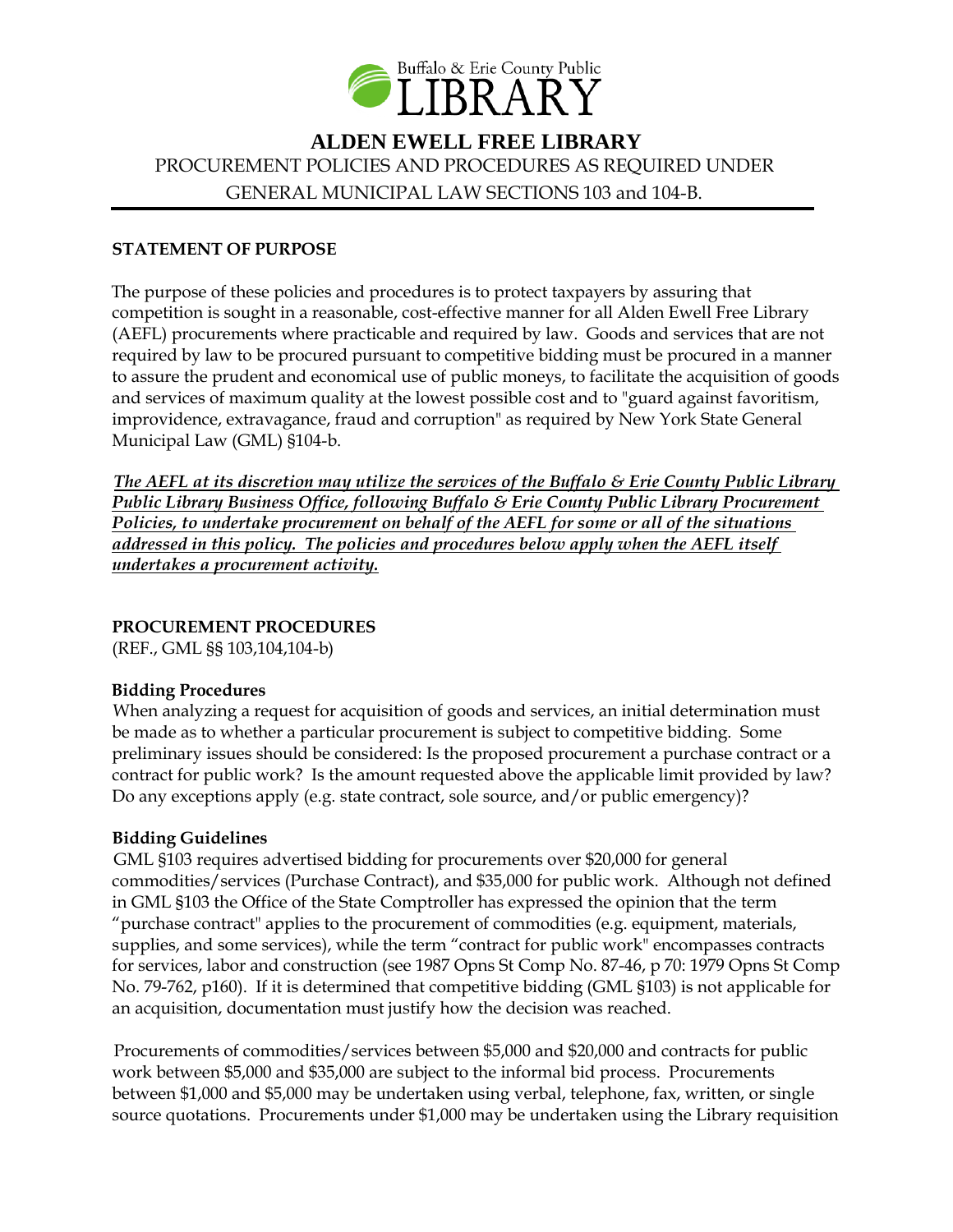Buffalo & Erie County Public LIBRARY

# ALDEN EWELL FREE LIBRARY

PROCUREMENT POLICIES AND PROCEDURES AS REQUIRED UNDER GENERAL MUNICIPAL LAW SECTIONS 103 and 104-B.

---

## STATEMENT OF PURPOSE

The purpose of these policies and procedures is to protect taxpayers by assuring that competition is sought in a reasonable, cost-effective manner for all Alden Ewell Free Library (AEFL) procurements where practicable and required by law. Goods and services that are not required by law to be procured pursuant to competitive bidding must be procured in a manner to assure the prudent and economical use of public moneys, to facilitate the acquisition of goods and services of maximum quality at the lowest possible cost and to "guard against favoritism, improvidence, extravagance, fraud and corruption" as required by New York State General Municipal Law (GML) §104-b.

***The AEFL at its discretion may utilize the services of the Buffalo & Erie County Public Library Public Library Business Office, following Buffalo & Erie County Public Library Procurement Policies, to undertake procurement on behalf of the AEFL for some or all of the situations addressed in this policy. The policies and procedures below apply when the AEFL itself undertakes a procurement activity.***

## PROCUREMENT PROCEDURES

(REF., GML §§ 103,104,104-b)

### Bidding Procedures

When analyzing a request for acquisition of goods and services, an initial determination must be made as to whether a particular procurement is subject to competitive bidding. Some preliminary issues should be considered: Is the proposed procurement a purchase contract or a contract for public work? Is the amount requested above the applicable limit provided by law? Do any exceptions apply (e.g. state contract, sole source, and/or public emergency)?

### Bidding Guidelines

GML §103 requires advertised bidding for procurements over $20,000 for general commodities/services (Purchase Contract), and $35,000 for public work. Although not defined in GML §103 the Office of the State Comptroller has expressed the opinion that the term "purchase contract" applies to the procurement of commodities (e.g. equipment, materials, supplies, and some services), while the term "contract for public work" encompasses contracts for services, labor and construction (see 1987 Opns St Comp No. 87-46, p 70: 1979 Opns St Comp No. 79-762, p160). If it is determined that competitive bidding (GML §103) is not applicable for an acquisition, documentation must justify how the decision was reached.

Procurements of commodities/services between $5,000 and $20,000 and contracts for public work between $5,000 and $35,000 are subject to the informal bid process. Procurements between $1,000 and $5,000 may be undertaken using verbal, telephone, fax, written, or single source quotations. Procurements under $1,000 may be undertaken using the Library requisition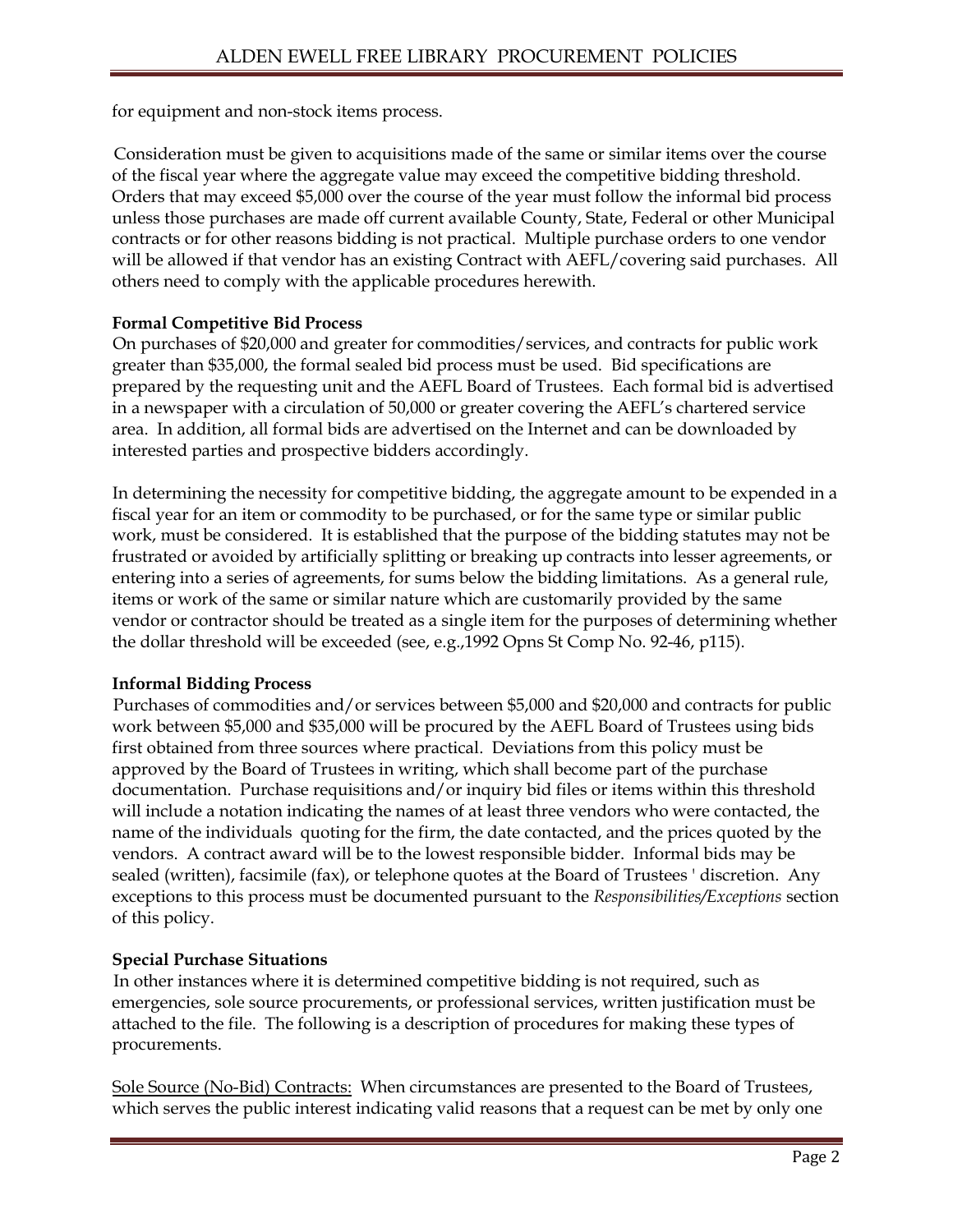for equipment and non-stock items process.

Consideration must be given to acquisitions made of the same or similar items over the course of the fiscal year where the aggregate value may exceed the competitive bidding threshold. Orders that may exceed $5,000 over the course of the year must follow the informal bid process unless those purchases are made off current available County, State, Federal or other Municipal contracts or for other reasons bidding is not practical. Multiple purchase orders to one vendor will be allowed if that vendor has an existing Contract with AEFL/covering said purchases. All others need to comply with the applicable procedures herewith.

**Formal Competitive Bid Process**

On purchases of $20,000 and greater for commodities/services, and contracts for public work greater than $35,000, the formal sealed bid process must be used. Bid specifications are prepared by the requesting unit and the AEFL Board of Trustees. Each formal bid is advertised in a newspaper with a circulation of 50,000 or greater covering the AEFL's chartered service area. In addition, all formal bids are advertised on the Internet and can be downloaded by interested parties and prospective bidders accordingly.

In determining the necessity for competitive bidding, the aggregate amount to be expended in a fiscal year for an item or commodity to be purchased, or for the same type or similar public work, must be considered. It is established that the purpose of the bidding statutes may not be frustrated or avoided by artificially splitting or breaking up contracts into lesser agreements, or entering into a series of agreements, for sums below the bidding limitations. As a general rule, items or work of the same or similar nature which are customarily provided by the same vendor or contractor should be treated as a single item for the purposes of determining whether the dollar threshold will be exceeded (see, e.g.,1992 Opns St Comp No. 92-46, p115).

**Informal Bidding Process**

Purchases of commodities and/or services between $5,000 and $20,000 and contracts for public work between $5,000 and $35,000 will be procured by the AEFL Board of Trustees using bids first obtained from three sources where practical. Deviations from this policy must be approved by the Board of Trustees in writing, which shall become part of the purchase documentation. Purchase requisitions and/or inquiry bid files or items within this threshold will include a notation indicating the names of at least three vendors who were contacted, the name of the individuals quoting for the firm, the date contacted, and the prices quoted by the vendors. A contract award will be to the lowest responsible bidder. Informal bids may be sealed (written), facsimile (fax), or telephone quotes at the Board of Trustees ' discretion. Any exceptions to this process must be documented pursuant to the *Responsibilities/Exceptions* section of this policy.

**Special Purchase Situations**

In other instances where it is determined competitive bidding is not required, such as emergencies, sole source procurements, or professional services, written justification must be attached to the file. The following is a description of procedures for making these types of procurements.

Sole Source (No-Bid) Contracts: When circumstances are presented to the Board of Trustees, which serves the public interest indicating valid reasons that a request can be met by only one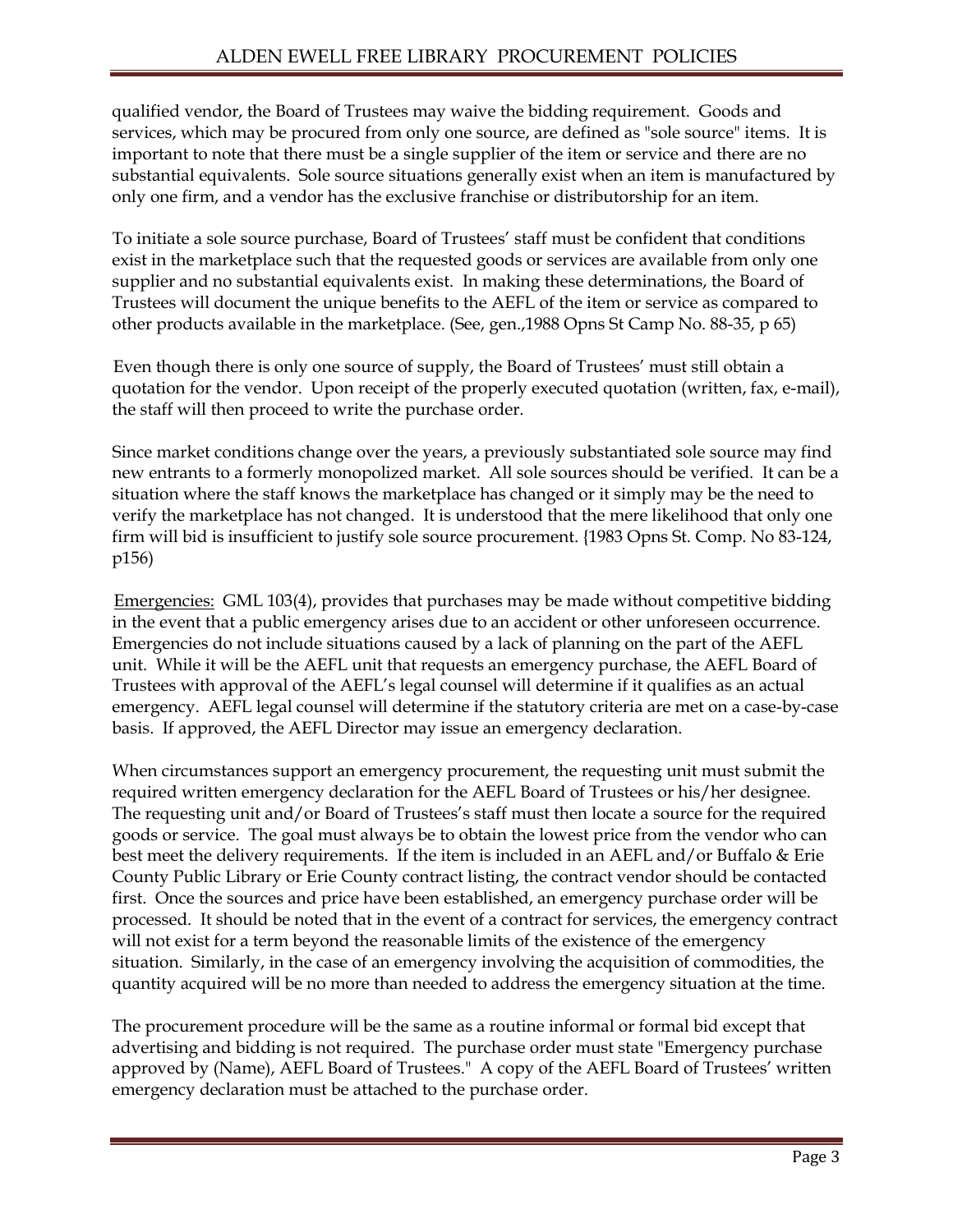qualified vendor, the Board of Trustees may waive the bidding requirement. Goods and services, which may be procured from only one source, are defined as "sole source" items. It is important to note that there must be a single supplier of the item or service and there are no substantial equivalents. Sole source situations generally exist when an item is manufactured by only one firm, and a vendor has the exclusive franchise or distributorship for an item.

To initiate a sole source purchase, Board of Trustees' staff must be confident that conditions exist in the marketplace such that the requested goods or services are available from only one supplier and no substantial equivalents exist. In making these determinations, the Board of Trustees will document the unique benefits to the AEFL of the item or service as compared to other products available in the marketplace. (See, gen.,1988 Opns St Camp No. 88-35, p 65)

Even though there is only one source of supply, the Board of Trustees' must still obtain a quotation for the vendor. Upon receipt of the properly executed quotation (written, fax, e-mail), the staff will then proceed to write the purchase order.

Since market conditions change over the years, a previously substantiated sole source may find new entrants to a formerly monopolized market. All sole sources should be verified. It can be a situation where the staff knows the marketplace has changed or it simply may be the need to verify the marketplace has not changed. It is understood that the mere likelihood that only one firm will bid is insufficient to justify sole source procurement. {1983 Opns St. Comp. No 83-124, p156)

<u>Emergencies:</u> GML 103(4), provides that purchases may be made without competitive bidding in the event that a public emergency arises due to an accident or other unforeseen occurrence. Emergencies do not include situations caused by a lack of planning on the part of the AEFL unit. While it will be the AEFL unit that requests an emergency purchase, the AEFL Board of Trustees with approval of the AEFL's legal counsel will determine if it qualifies as an actual emergency. AEFL legal counsel will determine if the statutory criteria are met on a case-by-case basis. If approved, the AEFL Director may issue an emergency declaration.

When circumstances support an emergency procurement, the requesting unit must submit the required written emergency declaration for the AEFL Board of Trustees or his/her designee. The requesting unit and/or Board of Trustees's staff must then locate a source for the required goods or service. The goal must always be to obtain the lowest price from the vendor who can best meet the delivery requirements. If the item is included in an AEFL and/or Buffalo & Erie County Public Library or Erie County contract listing, the contract vendor should be contacted first. Once the sources and price have been established, an emergency purchase order will be processed. It should be noted that in the event of a contract for services, the emergency contract will not exist for a term beyond the reasonable limits of the existence of the emergency situation. Similarly, in the case of an emergency involving the acquisition of commodities, the quantity acquired will be no more than needed to address the emergency situation at the time.

The procurement procedure will be the same as a routine informal or formal bid except that advertising and bidding is not required. The purchase order must state "Emergency purchase approved by (Name), AEFL Board of Trustees." A copy of the AEFL Board of Trustees' written emergency declaration must be attached to the purchase order.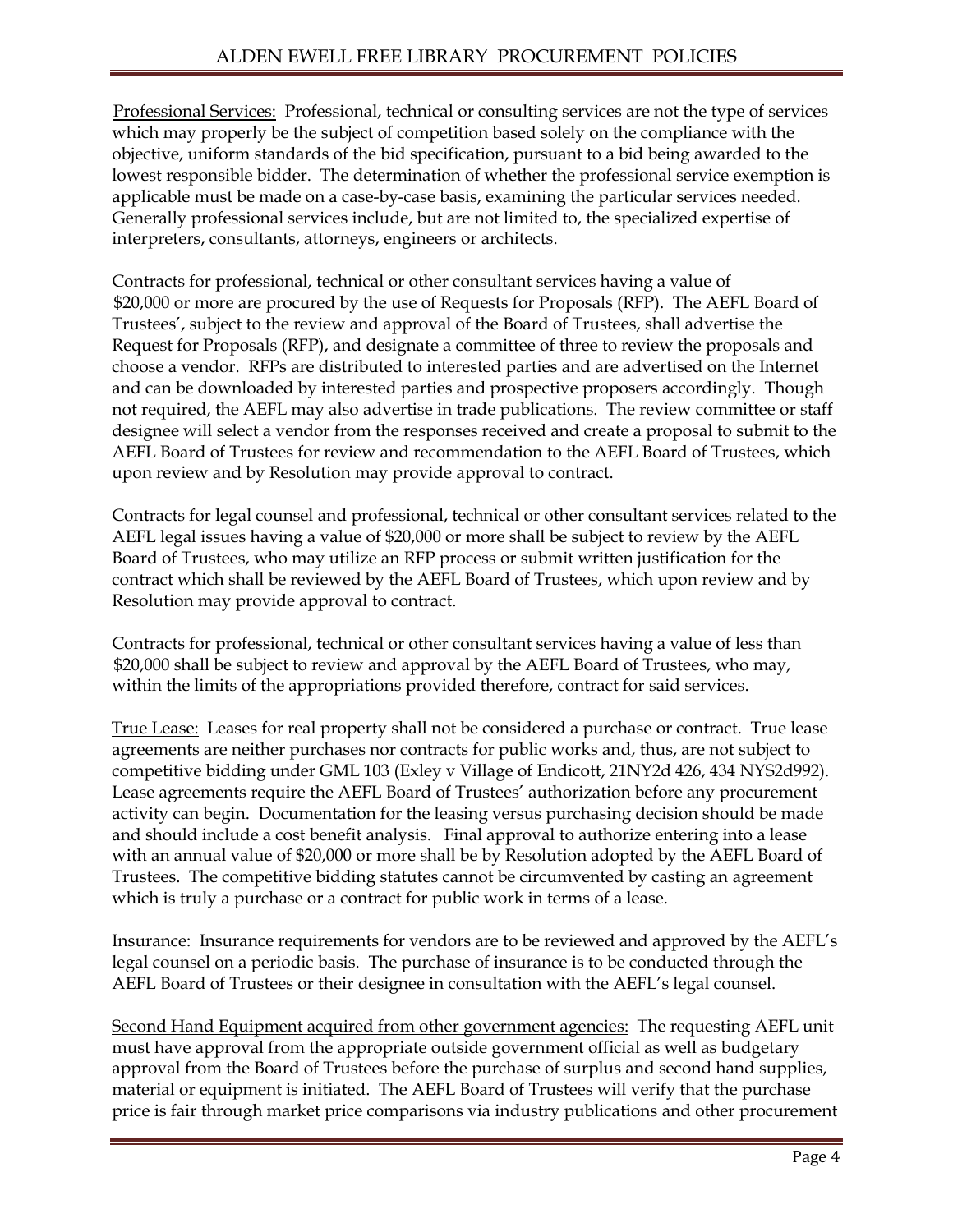<u>Professional Services:</u> Professional, technical or consulting services are not the type of services which may properly be the subject of competition based solely on the compliance with the objective, uniform standards of the bid specification, pursuant to a bid being awarded to the lowest responsible bidder. The determination of whether the professional service exemption is applicable must be made on a case-by-case basis, examining the particular services needed. Generally professional services include, but are not limited to, the specialized expertise of interpreters, consultants, attorneys, engineers or architects.

Contracts for professional, technical or other consultant services having a value of $20,000 or more are procured by the use of Requests for Proposals (RFP). The AEFL Board of Trustees', subject to the review and approval of the Board of Trustees, shall advertise the Request for Proposals (RFP), and designate a committee of three to review the proposals and choose a vendor. RFPs are distributed to interested parties and are advertised on the Internet and can be downloaded by interested parties and prospective proposers accordingly. Though not required, the AEFL may also advertise in trade publications. The review committee or staff designee will select a vendor from the responses received and create a proposal to submit to the AEFL Board of Trustees for review and recommendation to the AEFL Board of Trustees, which upon review and by Resolution may provide approval to contract.

Contracts for legal counsel and professional, technical or other consultant services related to the AEFL legal issues having a value of $20,000 or more shall be subject to review by the AEFL Board of Trustees, who may utilize an RFP process or submit written justification for the contract which shall be reviewed by the AEFL Board of Trustees, which upon review and by Resolution may provide approval to contract.

Contracts for professional, technical or other consultant services having a value of less than $20,000 shall be subject to review and approval by the AEFL Board of Trustees, who may, within the limits of the appropriations provided therefore, contract for said services.

<u>True Lease:</u> Leases for real property shall not be considered a purchase or contract. True lease agreements are neither purchases nor contracts for public works and, thus, are not subject to competitive bidding under GML 103 (Exley v Village of Endicott, 21NY2d 426, 434 NYS2d992). Lease agreements require the AEFL Board of Trustees' authorization before any procurement activity can begin. Documentation for the leasing versus purchasing decision should be made and should include a cost benefit analysis. Final approval to authorize entering into a lease with an annual value of $20,000 or more shall be by Resolution adopted by the AEFL Board of Trustees. The competitive bidding statutes cannot be circumvented by casting an agreement which is truly a purchase or a contract for public work in terms of a lease.

<u>Insurance:</u> Insurance requirements for vendors are to be reviewed and approved by the AEFL's legal counsel on a periodic basis. The purchase of insurance is to be conducted through the AEFL Board of Trustees or their designee in consultation with the AEFL's legal counsel.

<u>Second Hand Equipment acquired from other government agencies:</u> The requesting AEFL unit must have approval from the appropriate outside government official as well as budgetary approval from the Board of Trustees before the purchase of surplus and second hand supplies, material or equipment is initiated. The AEFL Board of Trustees will verify that the purchase price is fair through market price comparisons via industry publications and other procurement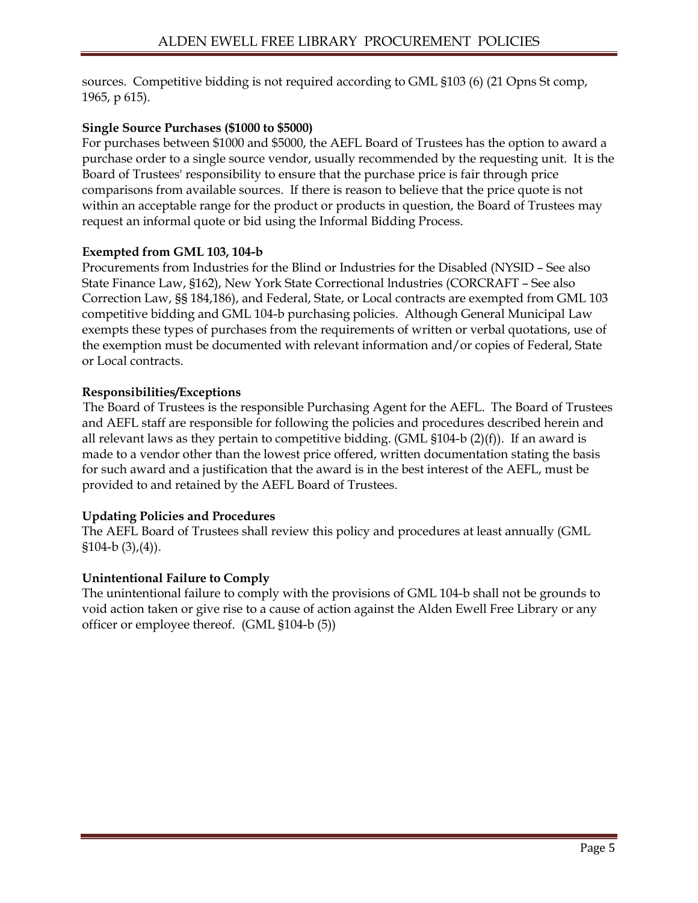sources. Competitive bidding is not required according to GML §103 (6) (21 Opns St comp, 1965, p 615).

**Single Source Purchases ($1000 to $5000)**

For purchases between $1000 and $5000, the AEFL Board of Trustees has the option to award a purchase order to a single source vendor, usually recommended by the requesting unit. It is the Board of Trustees' responsibility to ensure that the purchase price is fair through price comparisons from available sources. If there is reason to believe that the price quote is not within an acceptable range for the product or products in question, the Board of Trustees may request an informal quote or bid using the Informal Bidding Process.

**Exempted from GML 103, 104-b**

Procurements from Industries for the Blind or Industries for the Disabled (NYSID – See also State Finance Law, §162), New York State Correctional lndustries (CORCRAFT – See also Correction Law, §§ 184,186), and Federal, State, or Local contracts are exempted from GML 103 competitive bidding and GML 104-b purchasing policies. Although General Municipal Law exempts these types of purchases from the requirements of written or verbal quotations, use of the exemption must be documented with relevant information and/or copies of Federal, State or Local contracts.

**Responsibilities/Exceptions**

The Board of Trustees is the responsible Purchasing Agent for the AEFL. The Board of Trustees and AEFL staff are responsible for following the policies and procedures described herein and all relevant laws as they pertain to competitive bidding. (GML §104-b (2)(f)). If an award is made to a vendor other than the lowest price offered, written documentation stating the basis for such award and a justification that the award is in the best interest of the AEFL, must be provided to and retained by the AEFL Board of Trustees.

**Updating Policies and Procedures**

The AEFL Board of Trustees shall review this policy and procedures at least annually (GML §104-b (3),(4)).

**Unintentional Failure to Comply**

The unintentional failure to comply with the provisions of GML 104-b shall not be grounds to void action taken or give rise to a cause of action against the Alden Ewell Free Library or any officer or employee thereof. (GML §104-b (5))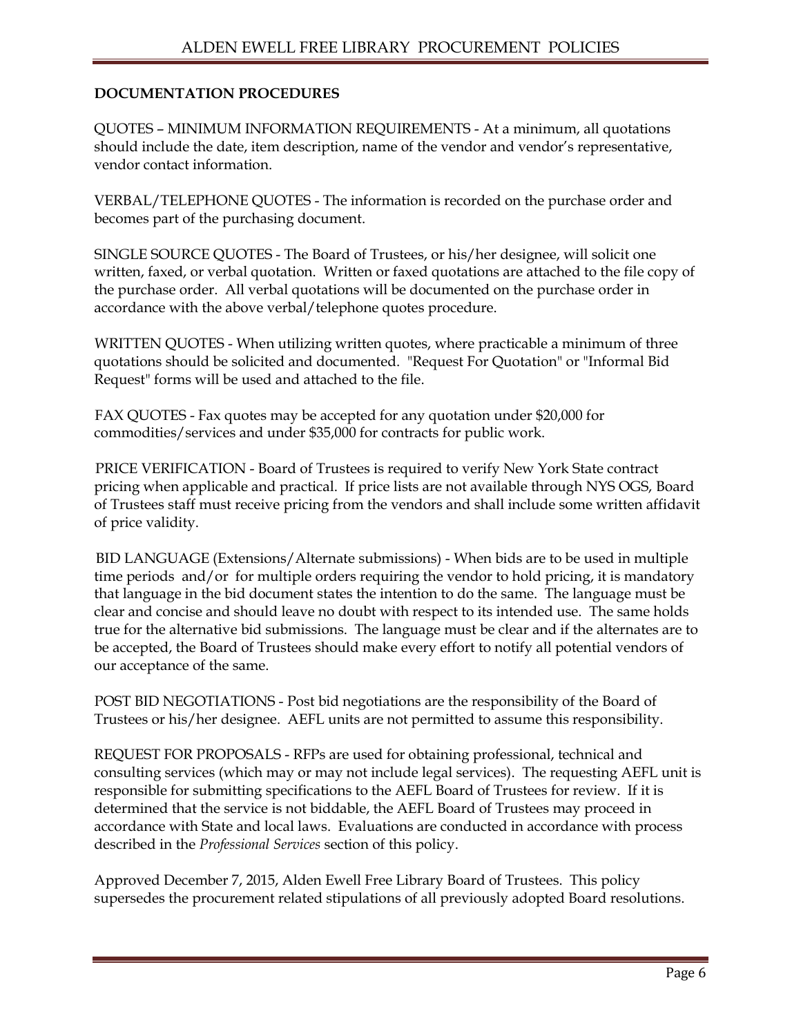## DOCUMENTATION PROCEDURES

QUOTES – MINIMUM INFORMATION REQUIREMENTS - At a minimum, all quotations should include the date, item description, name of the vendor and vendor's representative, vendor contact information.

VERBAL/TELEPHONE QUOTES - The information is recorded on the purchase order and becomes part of the purchasing document.

SINGLE SOURCE QUOTES - The Board of Trustees, or his/her designee, will solicit one written, faxed, or verbal quotation. Written or faxed quotations are attached to the file copy of the purchase order. All verbal quotations will be documented on the purchase order in accordance with the above verbal/telephone quotes procedure.

WRITTEN QUOTES - When utilizing written quotes, where practicable a minimum of three quotations should be solicited and documented. "Request For Quotation" or "Informal Bid Request" forms will be used and attached to the file.

FAX QUOTES - Fax quotes may be accepted for any quotation under $20,000 for commodities/services and under $35,000 for contracts for public work.

PRICE VERIFICATION - Board of Trustees is required to verify New York State contract pricing when applicable and practical. If price lists are not available through NYS OGS, Board of Trustees staff must receive pricing from the vendors and shall include some written affidavit of price validity.

BID LANGUAGE (Extensions/Alternate submissions) - When bids are to be used in multiple time periods and/or for multiple orders requiring the vendor to hold pricing, it is mandatory that language in the bid document states the intention to do the same. The language must be clear and concise and should leave no doubt with respect to its intended use. The same holds true for the alternative bid submissions. The language must be clear and if the alternates are to be accepted, the Board of Trustees should make every effort to notify all potential vendors of our acceptance of the same.

POST BID NEGOTIATIONS - Post bid negotiations are the responsibility of the Board of Trustees or his/her designee. AEFL units are not permitted to assume this responsibility.

REQUEST FOR PROPOSALS - RFPs are used for obtaining professional, technical and consulting services (which may or may not include legal services). The requesting AEFL unit is responsible for submitting specifications to the AEFL Board of Trustees for review. If it is determined that the service is not biddable, the AEFL Board of Trustees may proceed in accordance with State and local laws. Evaluations are conducted in accordance with process described in the *Professional Services* section of this policy.

Approved December 7, 2015, Alden Ewell Free Library Board of Trustees. This policy supersedes the procurement related stipulations of all previously adopted Board resolutions.